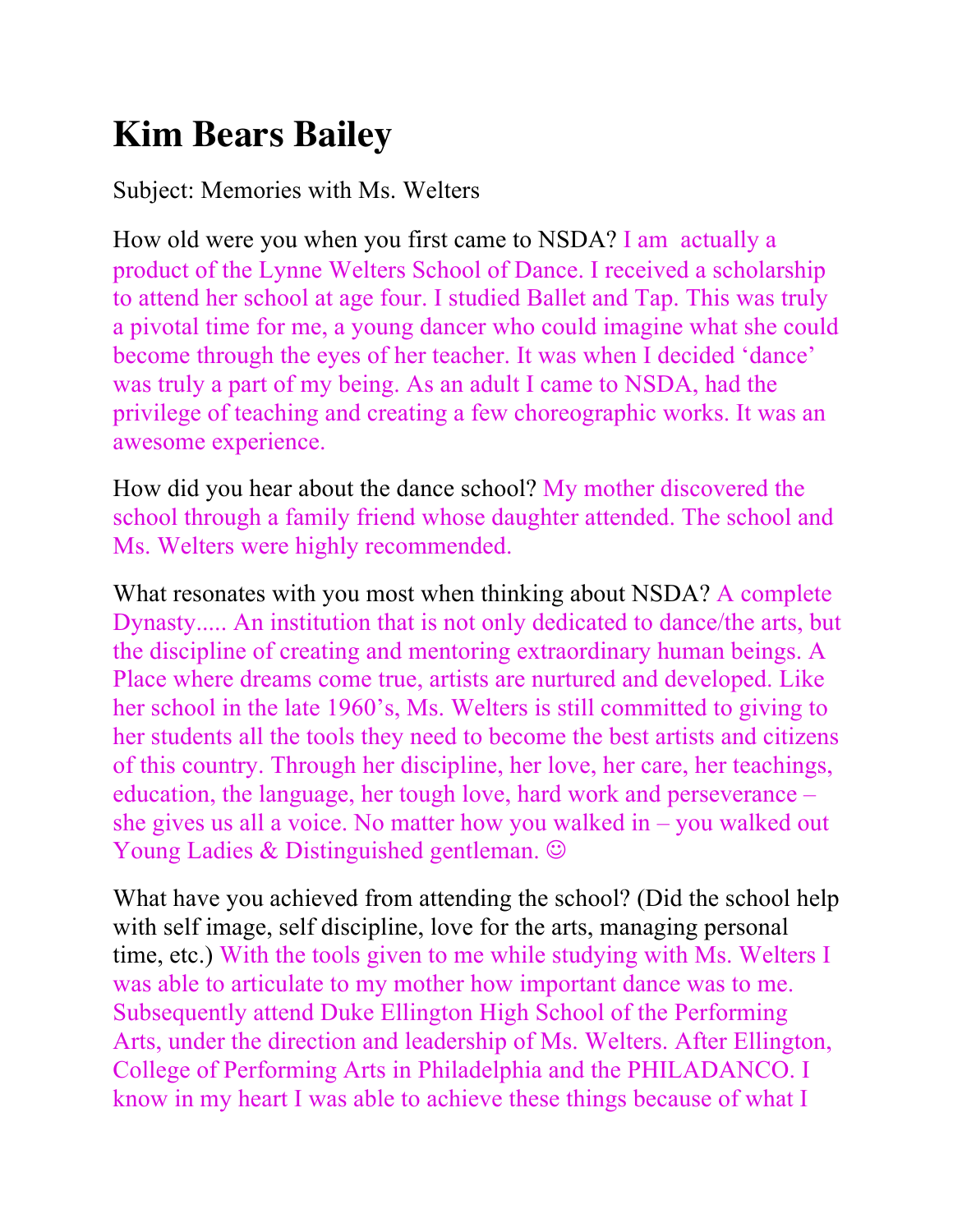# Kim Bears Bailey

Subject: Memories with Ms. Welters

How old were you when you first came to NSDA? I am actually a product of the Lynne Welters School of Dance. I received a scholarship to attend her school at age four. I studied Ballet and Tap. This was truly a pivotal time for me, a young dancer who could imagine what she could become through the eyes of her teacher. It was when I decided 'dance' was truly a part of my being. As an adult I came to NSDA, had the privilege of teaching and creating a few choreographic works. It was an awesome experience.

How did you hear about the dance school? My mother discovered the school through a family friend whose daughter attended. The school and Ms. Welters were highly recommended.

What resonates with you most when thinking about NSDA? A complete Dynasty..... An institution that is not only dedicated to dance/the arts, but the discipline of creating and mentoring extraordinary human beings. A Place where dreams come true, artists are nurtured and developed. Like her school in the late 1960's, Ms. Welters is still committed to giving to her students all the tools they need to become the best artists and citizens of this country. Through her discipline, her love, her care, her teachings, education, the language, her tough love, hard work and perseverance – she gives us all a voice. No matter how you walked in – you walked out Young Ladies & Distinguished gentleman. ☺

What have you achieved from attending the school? (Did the school help with self image, self discipline, love for the arts, managing personal time, etc.) With the tools given to me while studying with Ms. Welters I was able to articulate to my mother how important dance was to me. Subsequently attend Duke Ellington High School of the Performing Arts, under the direction and leadership of Ms. Welters. After Ellington, College of Performing Arts in Philadelphia and the PHILADANCO. I know in my heart I was able to achieve these things because of what I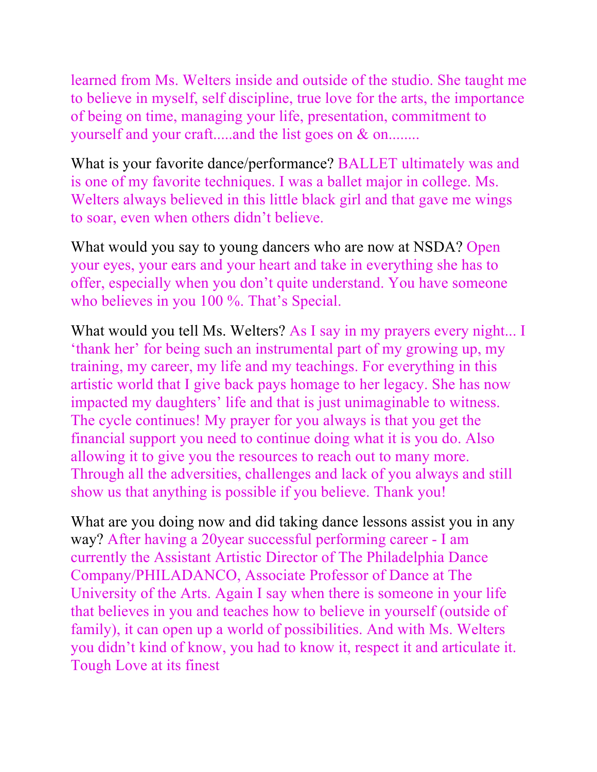learned from Ms. Welters inside and outside of the studio. She taught me to believe in myself, self discipline, true love for the arts, the importance of being on time, managing your life, presentation, commitment to yourself and your craft.....and the list goes on & on........

What is your favorite dance/performance? BALLET ultimately was and is one of my favorite techniques. I was a ballet major in college. Ms. Welters always believed in this little black girl and that gave me wings to soar, even when others didn't believe.

What would you say to young dancers who are now at NSDA? Open your eyes, your ears and your heart and take in everything she has to offer, especially when you don't quite understand. You have someone who believes in you 100 %. That's Special.

What would you tell Ms. Welters? As I say in my prayers every night... I 'thank her' for being such an instrumental part of my growing up, my training, my career, my life and my teachings. For everything in this artistic world that I give back pays homage to her legacy. She has now impacted my daughters' life and that is just unimaginable to witness. The cycle continues! My prayer for you always is that you get the financial support you need to continue doing what it is you do. Also allowing it to give you the resources to reach out to many more. Through all the adversities, challenges and lack of you always and still show us that anything is possible if you believe. Thank you!

What are you doing now and did taking dance lessons assist you in any way? After having a 20year successful performing career - I am currently the Assistant Artistic Director of The Philadelphia Dance Company/PHILADANCO, Associate Professor of Dance at The University of the Arts. Again I say when there is someone in your life that believes in you and teaches how to believe in yourself (outside of family), it can open up a world of possibilities. And with Ms. Welters you didn't kind of know, you had to know it, respect it and articulate it. Tough Love at its finest